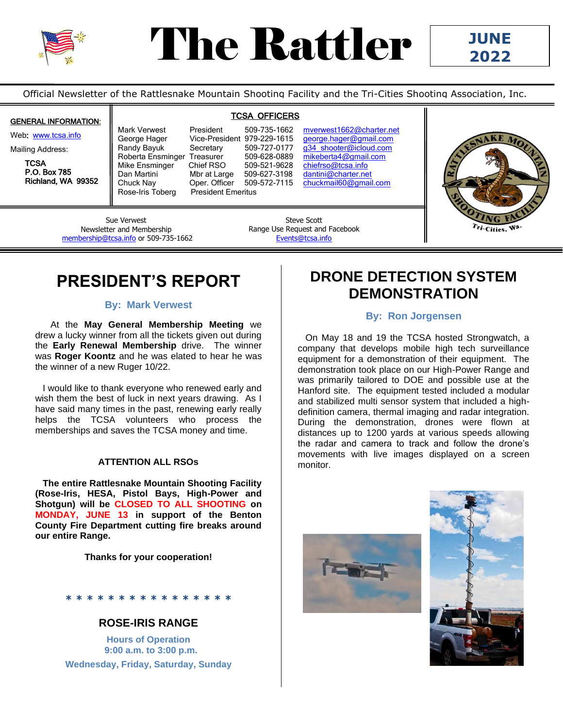# The Rattler

**JUNE 2022**

Official Newsletter of the Rattlesnake Mountain Shooting Facility and the Tri-Cities Shooting Association, Inc.

**GENERAL INFORMATION:**

Web: www.tcsa.info

Mailing Address:

**TCSA**
**P.O. Box 785**
**Richland, WA 99352**

**TCSA OFFICERS**

| Name | Position | Phone | Email |
|---|---|---|---|
| Mark Verwest | President | 509-735-1662 | mverwest1662@charter.net |
| George Hager | Vice-President | 979-229-1615 | george.hager@gmail.com |
| Randy Bayuk | Secretary | 509-727-0177 | g34_shooter@icloud.com |
| Roberta Ensminger | Treasurer | 509-628-0889 | mikeberta4@gmail.com |
| Mike Ensminger | Chief RSO | 509-521-9628 | chiefrso@tcsa.info |
| Dan Martini | Mbr at Large | 509-627-3198 | dantini@charter.net |
| Chuck Nay | Oper. Officer | 509-572-7115 | chuckmail60@gmail.com |
| Rose-Iris Toberg | President Emeritus | | |

Sue Verwest
Newsletter and Membership
membership@tcsa.info or 509-735-1662

Steve Scott
Range Use Request and Facebook
Events@tcsa.info

## PRESIDENT'S REPORT

**By: Mark Verwest**

At the **May General Membership Meeting** we drew a lucky winner from all the tickets given out during the **Early Renewal Membership** drive. The winner was **Roger Koontz** and he was elated to hear he was the winner of a new Ruger 10/22.

I would like to thank everyone who renewed early and wish them the best of luck in next years drawing. As I have said many times in the past, renewing early really helps the TCSA volunteers who process the memberships and saves the TCSA money and time.

**ATTENTION ALL RSOs**

**The entire Rattlesnake Mountain Shooting Facility (Rose-Iris, HESA, Pistol Bays, High-Power and Shotgun) will be CLOSED TO ALL SHOOTING on MONDAY, JUNE 13 in support of the Benton County Fire Department cutting fire breaks around our entire Range.**

**Thanks for your cooperation!**

* * * * * * * * * * * * * * * *

## ROSE-IRIS RANGE

**Hours of Operation**
**9:00 a.m. to 3:00 p.m.**
**Wednesday, Friday, Saturday, Sunday**

## DRONE DETECTION SYSTEM DEMONSTRATION

**By: Ron Jorgensen**

On May 18 and 19 the TCSA hosted Strongwatch, a company that develops mobile high tech surveillance equipment for a demonstration of their equipment. The demonstration took place on our High-Power Range and was primarily tailored to DOE and possible use at the Hanford site. The equipment tested included a modular and stabilized multi sensor system that included a high-definition camera, thermal imaging and radar integration. During the demonstration, drones were flown at distances up to 1200 yards at various speeds allowing the radar and camera to track and follow the drone's movements with live images displayed on a screen monitor.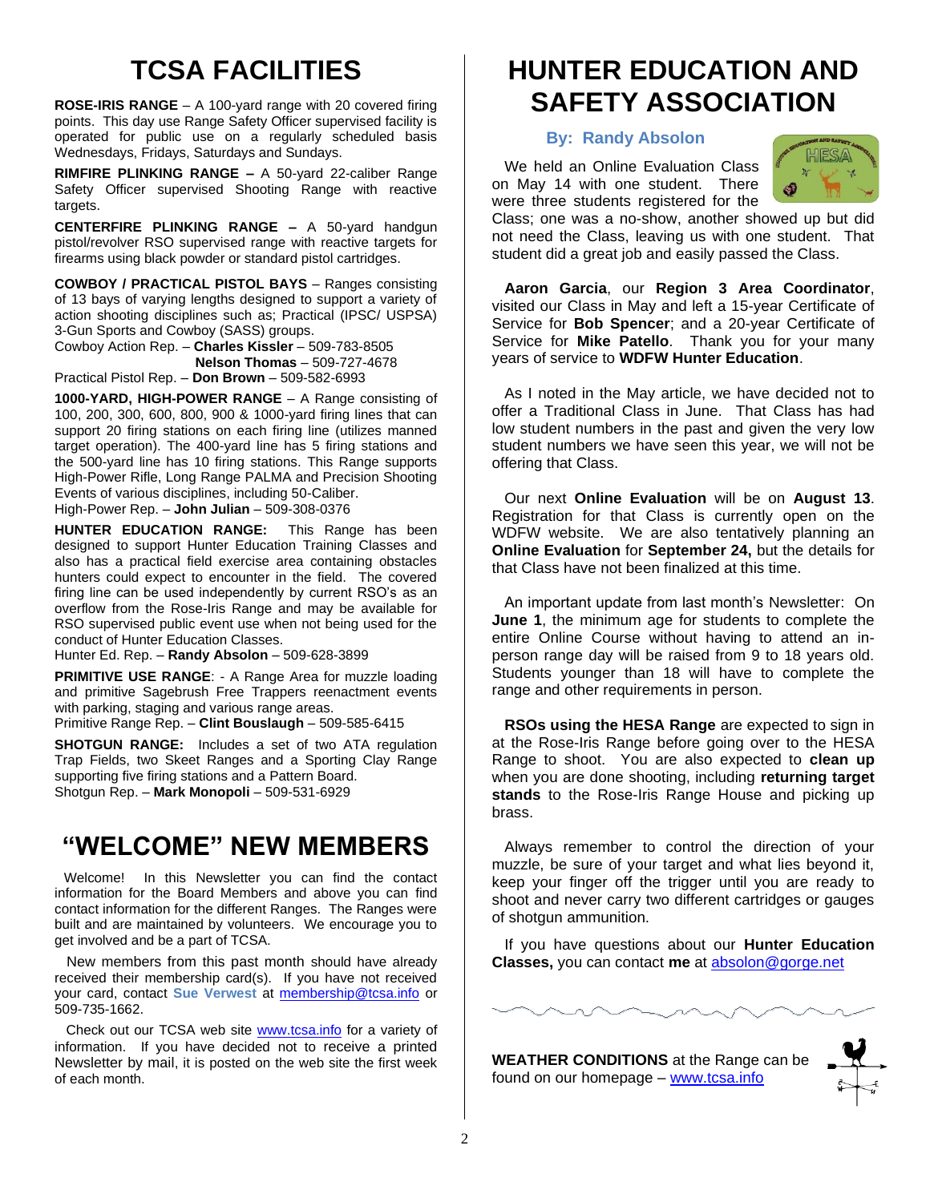# TCSA FACILITIES

**ROSE-IRIS RANGE** – A 100-yard range with 20 covered firing points. This day use Range Safety Officer supervised facility is operated for public use on a regularly scheduled basis Wednesdays, Fridays, Saturdays and Sundays.

**RIMFIRE PLINKING RANGE –** A 50-yard 22-caliber Range Safety Officer supervised Shooting Range with reactive targets.

**CENTERFIRE PLINKING RANGE –** A 50-yard handgun pistol/revolver RSO supervised range with reactive targets for firearms using black powder or standard pistol cartridges.

**COWBOY / PRACTICAL PISTOL BAYS** – Ranges consisting of 13 bays of varying lengths designed to support a variety of action shooting disciplines such as; Practical (IPSC/ USPSA) 3-Gun Sports and Cowboy (SASS) groups.
Cowboy Action Rep. – **Charles Kissler** – 509-783-8505
**Nelson Thomas** – 509-727-4678
Practical Pistol Rep. – **Don Brown** – 509-582-6993

**1000-YARD, HIGH-POWER RANGE** – A Range consisting of 100, 200, 300, 600, 800, 900 & 1000-yard firing lines that can support 20 firing stations on each firing line (utilizes manned target operation). The 400-yard line has 5 firing stations and the 500-yard line has 10 firing stations. This Range supports High-Power Rifle, Long Range PALMA and Precision Shooting Events of various disciplines, including 50-Caliber.
High-Power Rep. – **John Julian** – 509-308-0376

**HUNTER EDUCATION RANGE:** This Range has been designed to support Hunter Education Training Classes and also has a practical field exercise area containing obstacles hunters could expect to encounter in the field. The covered firing line can be used independently by current RSO's as an overflow from the Rose-Iris Range and may be available for RSO supervised public event use when not being used for the conduct of Hunter Education Classes.
Hunter Ed. Rep. – **Randy Absolon** – 509-628-3899

**PRIMITIVE USE RANGE**: - A Range Area for muzzle loading and primitive Sagebrush Free Trappers reenactment events with parking, staging and various range areas.
Primitive Range Rep. – **Clint Bouslaugh** – 509-585-6415

**SHOTGUN RANGE:** Includes a set of two ATA regulation Trap Fields, two Skeet Ranges and a Sporting Clay Range supporting five firing stations and a Pattern Board.
Shotgun Rep. – **Mark Monopoli** – 509-531-6929

# "WELCOME" NEW MEMBERS

Welcome! In this Newsletter you can find the contact information for the Board Members and above you can find contact information for the different Ranges. The Ranges were built and are maintained by volunteers. We encourage you to get involved and be a part of TCSA.

New members from this past month should have already received their membership card(s). If you have not received your card, contact **Sue Verwest** at membership@tcsa.info or 509-735-1662.

Check out our TCSA web site www.tcsa.info for a variety of information. If you have decided not to receive a printed Newsletter by mail, it is posted on the web site the first week of each month.

# HUNTER EDUCATION AND SAFETY ASSOCIATION

### By: Randy Absolon

We held an Online Evaluation Class on May 14 with one student. There were three students registered for the Class; one was a no-show, another showed up but did not need the Class, leaving us with one student. That student did a great job and easily passed the Class.

**Aaron Garcia**, our **Region 3 Area Coordinator**, visited our Class in May and left a 15-year Certificate of Service for **Bob Spencer**; and a 20-year Certificate of Service for **Mike Patello**. Thank you for your many years of service to **WDFW Hunter Education**.

As I noted in the May article, we have decided not to offer a Traditional Class in June. That Class has had low student numbers in the past and given the very low student numbers we have seen this year, we will not be offering that Class.

Our next **Online Evaluation** will be on **August 13**. Registration for that Class is currently open on the WDFW website. We are also tentatively planning an **Online Evaluation** for **September 24,** but the details for that Class have not been finalized at this time.

An important update from last month's Newsletter: On **June 1**, the minimum age for students to complete the entire Online Course without having to attend an in-person range day will be raised from 9 to 18 years old. Students younger than 18 will have to complete the range and other requirements in person.

**RSOs using the HESA Range** are expected to sign in at the Rose-Iris Range before going over to the HESA Range to shoot. You are also expected to **clean up** when you are done shooting, including **returning target stands** to the Rose-Iris Range House and picking up brass.

Always remember to control the direction of your muzzle, be sure of your target and what lies beyond it, keep your finger off the trigger until you are ready to shoot and never carry two different cartridges or gauges of shotgun ammunition.

If you have questions about our **Hunter Education Classes,** you can contact **me** at absolon@gorge.net

**WEATHER CONDITIONS** at the Range can be found on our homepage – www.tcsa.info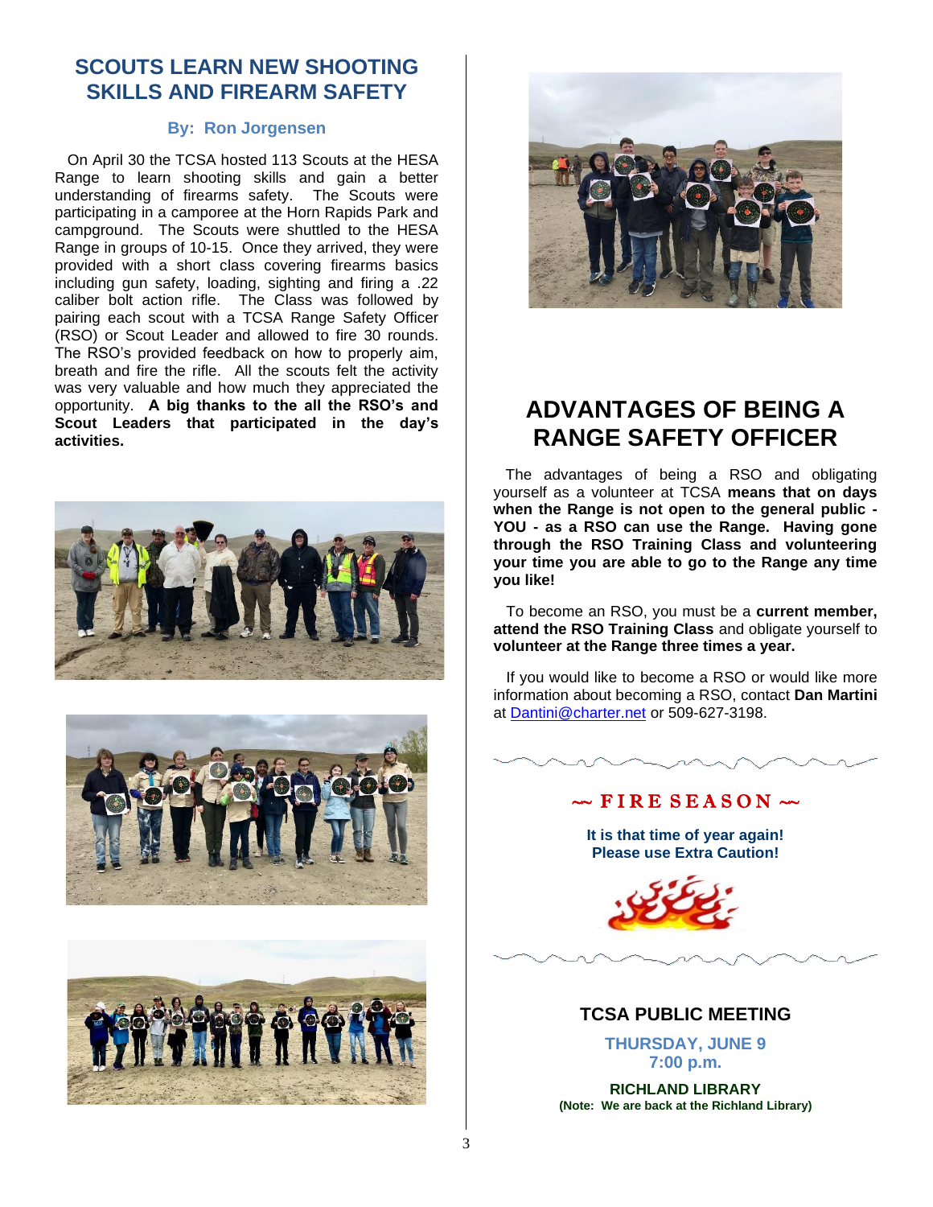## SCOUTS LEARN NEW SHOOTING SKILLS AND FIREARM SAFETY

**By: Ron Jorgensen**

On April 30 the TCSA hosted 113 Scouts at the HESA Range to learn shooting skills and gain a better understanding of firearms safety. The Scouts were participating in a camporee at the Horn Rapids Park and campground. The Scouts were shuttled to the HESA Range in groups of 10-15. Once they arrived, they were provided with a short class covering firearms basics including gun safety, loading, sighting and firing a .22 caliber bolt action rifle. The Class was followed by pairing each scout with a TCSA Range Safety Officer (RSO) or Scout Leader and allowed to fire 30 rounds. The RSO's provided feedback on how to properly aim, breath and fire the rifle. All the scouts felt the activity was very valuable and how much they appreciated the opportunity. **A big thanks to the all the RSO's and Scout Leaders that participated in the day's activities.**

## ADVANTAGES OF BEING A RANGE SAFETY OFFICER

The advantages of being a RSO and obligating yourself as a volunteer at TCSA **means that on days when the Range is not open to the general public - YOU - as a RSO can use the Range. Having gone through the RSO Training Class and volunteering your time you are able to go to the Range any time you like!**

To become an RSO, you must be a **current member, attend the RSO Training Class** and obligate yourself to **volunteer at the Range three times a year.**

If you would like to become a RSO or would like more information about becoming a RSO, contact **Dan Martini** at Dantini@charter.net or 509-627-3198.

### ~ FIRE SEASON ~

**It is that time of year again!**
**Please use Extra Caution!**

### TCSA PUBLIC MEETING

**THURSDAY, JUNE 9**
**7:00 p.m.**

**RICHLAND LIBRARY**
**(Note: We are back at the Richland Library)**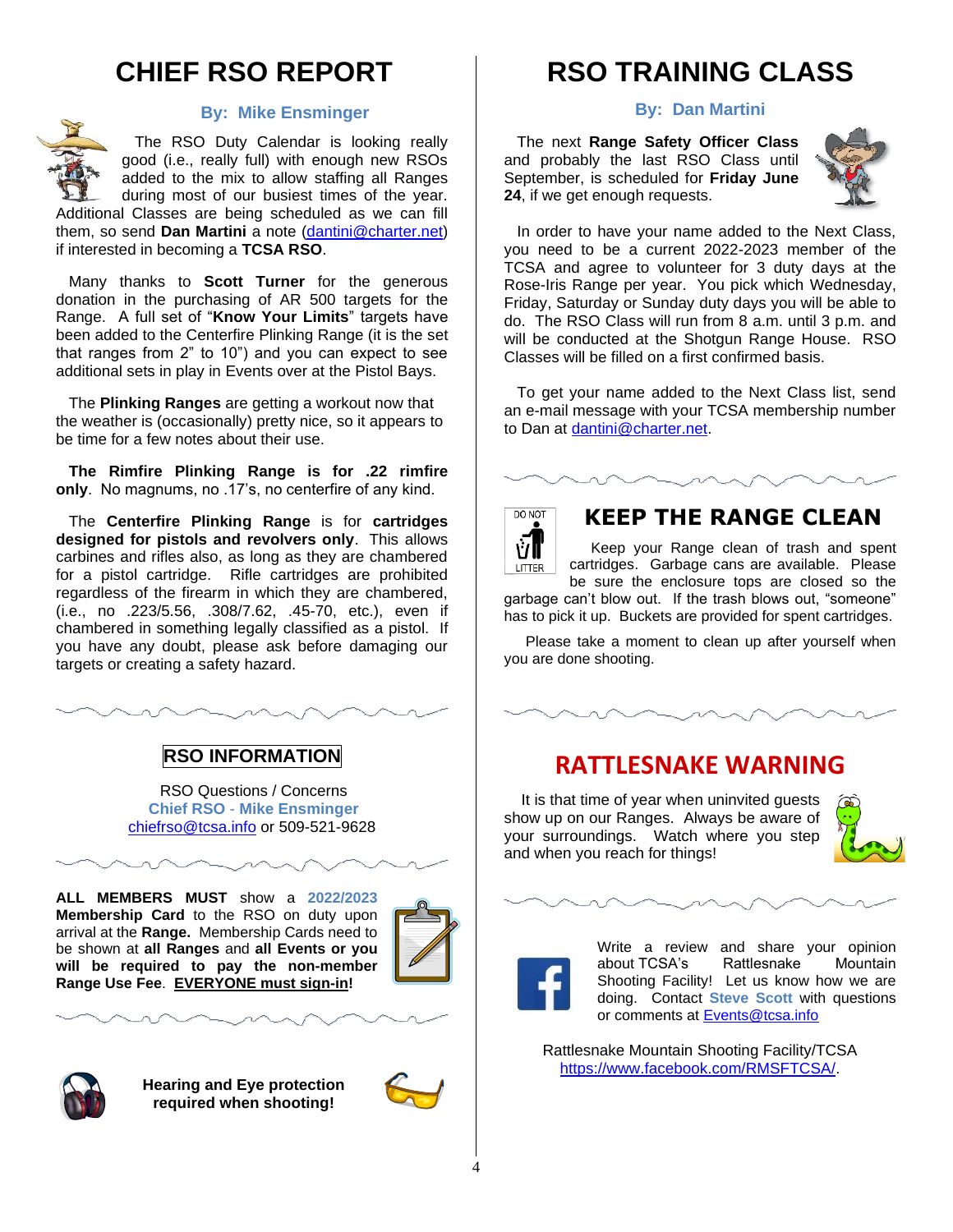# CHIEF RSO REPORT

**By: Mike Ensminger**

The RSO Duty Calendar is looking really good (i.e., really full) with enough new RSOs added to the mix to allow staffing all Ranges during most of our busiest times of the year. Additional Classes are being scheduled as we can fill them, so send **Dan Martini** a note (dantini@charter.net) if interested in becoming a **TCSA RSO**.

Many thanks to **Scott Turner** for the generous donation in the purchasing of AR 500 targets for the Range. A full set of "**Know Your Limits**" targets have been added to the Centerfire Plinking Range (it is the set that ranges from 2" to 10") and you can expect to see additional sets in play in Events over at the Pistol Bays.

The **Plinking Ranges** are getting a workout now that the weather is (occasionally) pretty nice, so it appears to be time for a few notes about their use.

**The Rimfire Plinking Range is for .22 rimfire only**. No magnums, no .17's, no centerfire of any kind.

The **Centerfire Plinking Range** is for **cartridges designed for pistols and revolvers only**. This allows carbines and rifles also, as long as they are chambered for a pistol cartridge. Rifle cartridges are prohibited regardless of the firearm in which they are chambered, (i.e., no .223/5.56, .308/7.62, .45-70, etc.), even if chambered in something legally classified as a pistol. If you have any doubt, please ask before damaging our targets or creating a safety hazard.

## RSO INFORMATION

RSO Questions / Concerns
**Chief RSO - Mike Ensminger**
chiefrso@tcsa.info or 509-521-9628

**ALL MEMBERS MUST** show a **2022/2023 Membership Card** to the RSO on duty upon arrival at the **Range.** Membership Cards need to be shown at **all Ranges** and **all Events or you will be required to pay the non-member Range Use Fee**. **EVERYONE must sign-in!**

**Hearing and Eye protection required when shooting!**

# RSO TRAINING CLASS

**By: Dan Martini**

The next **Range Safety Officer Class** and probably the last RSO Class until September, is scheduled for **Friday June 24**, if we get enough requests.

In order to have your name added to the Next Class, you need to be a current 2022-2023 member of the TCSA and agree to volunteer for 3 duty days at the Rose-Iris Range per year. You pick which Wednesday, Friday, Saturday or Sunday duty days you will be able to do. The RSO Class will run from 8 a.m. until 3 p.m. and will be conducted at the Shotgun Range House. RSO Classes will be filled on a first confirmed basis.

To get your name added to the Next Class list, send an e-mail message with your TCSA membership number to Dan at dantini@charter.net.

## KEEP THE RANGE CLEAN

Keep your Range clean of trash and spent cartridges. Garbage cans are available. Please be sure the enclosure tops are closed so the garbage can't blow out. If the trash blows out, "someone" has to pick it up. Buckets are provided for spent cartridges.

Please take a moment to clean up after yourself when you are done shooting.

## RATTLESNAKE WARNING

It is that time of year when uninvited guests show up on our Ranges. Always be aware of your surroundings. Watch where you step and when you reach for things!

Write a review and share your opinion about TCSA's Rattlesnake Mountain Shooting Facility! Let us know how we are doing. Contact **Steve Scott** with questions or comments at Events@tcsa.info

Rattlesnake Mountain Shooting Facility/TCSA
https://www.facebook.com/RMSFTCSA/.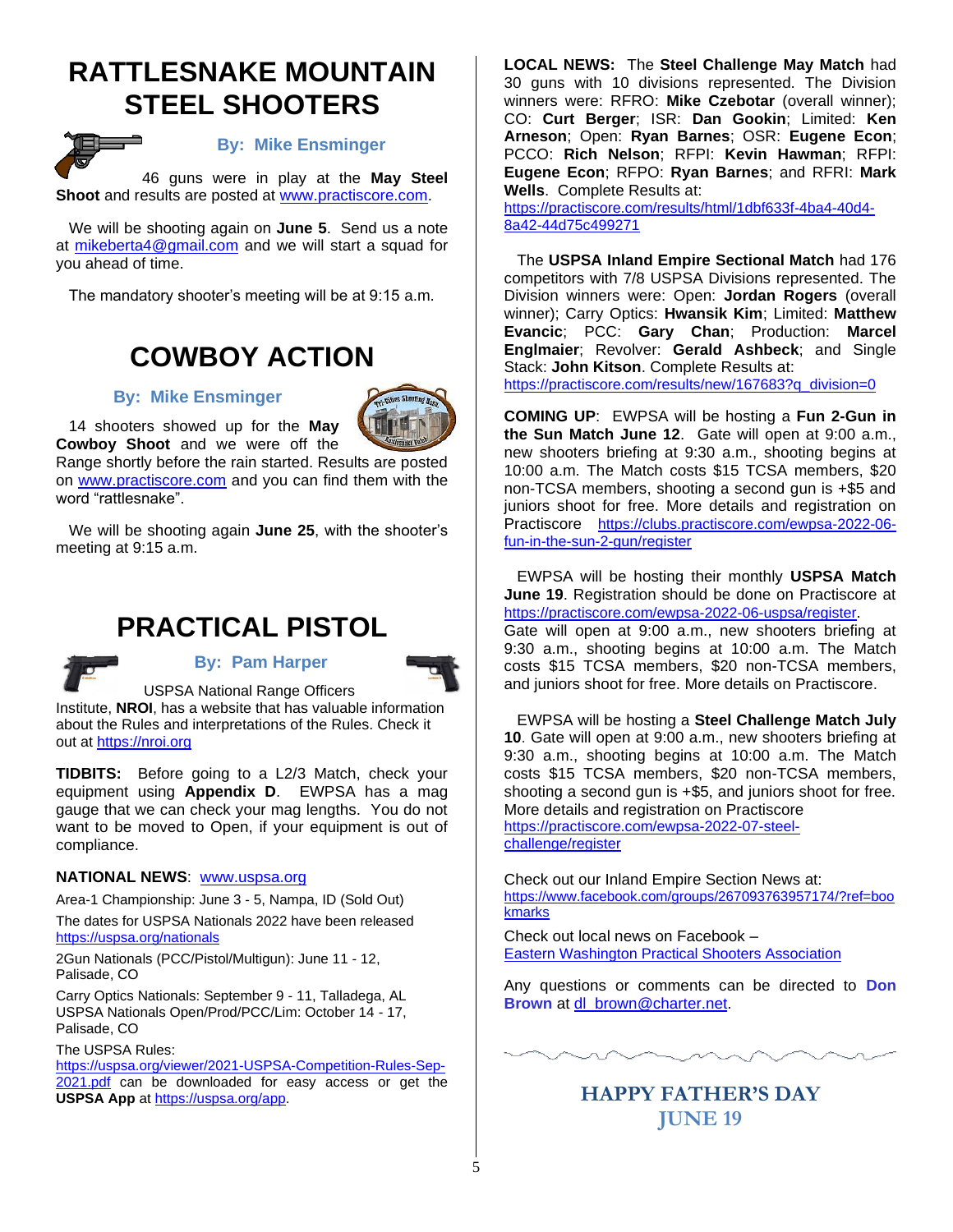# RATTLESNAKE MOUNTAIN STEEL SHOOTERS

**By: Mike Ensminger**

46 guns were in play at the **May Steel Shoot** and results are posted at www.practiscore.com.

We will be shooting again on **June 5**. Send us a note at mikeberta4@gmail.com and we will start a squad for you ahead of time.

The mandatory shooter's meeting will be at 9:15 a.m.

# COWBOY ACTION

**By: Mike Ensminger**

14 shooters showed up for the **May Cowboy Shoot** and we were off the Range shortly before the rain started. Results are posted on www.practiscore.com and you can find them with the word "rattlesnake".

We will be shooting again **June 25**, with the shooter's meeting at 9:15 a.m.

# PRACTICAL PISTOL

**By: Pam Harper**

USPSA National Range Officers Institute, **NROI**, has a website that has valuable information about the Rules and interpretations of the Rules. Check it out at https://nroi.org

**TIDBITS:** Before going to a L2/3 Match, check your equipment using **Appendix D**. EWPSA has a mag gauge that we can check your mag lengths. You do not want to be moved to Open, if your equipment is out of compliance.

**NATIONAL NEWS**: www.uspsa.org

Area-1 Championship: June 3 - 5, Nampa, ID (Sold Out)

The dates for USPSA Nationals 2022 have been released https://uspsa.org/nationals

2Gun Nationals (PCC/Pistol/Multigun): June 11 - 12, Palisade, CO

Carry Optics Nationals: September 9 - 11, Talladega, AL
USPSA Nationals Open/Prod/PCC/Lim: October 14 - 17, Palisade, CO

The USPSA Rules: https://uspsa.org/viewer/2021-USPSA-Competition-Rules-Sep-2021.pdf can be downloaded for easy access or get the **USPSA App** at https://uspsa.org/app.

**LOCAL NEWS:** The **Steel Challenge May Match** had 30 guns with 10 divisions represented. The Division winners were: RFRO: **Mike Czebotar** (overall winner); CO: **Curt Berger**; ISR: **Dan Gookin**; Limited: **Ken Arneson**; Open: **Ryan Barnes**; OSR: **Eugene Econ**; PCCO: **Rich Nelson**; RFPI: **Kevin Hawman**; RFPI: **Eugene Econ**; RFPO: **Ryan Barnes**; and RFRI: **Mark Wells**. Complete Results at: https://practiscore.com/results/html/1dbf633f-4ba4-40d4-8a42-44d75c499271

The **USPSA Inland Empire Sectional Match** had 176 competitors with 7/8 USPSA Divisions represented. The Division winners were: Open: **Jordan Rogers** (overall winner); Carry Optics: **Hwansik Kim**; Limited: **Matthew Evancic**; PCC: **Gary Chan**; Production: **Marcel Englmaier**; Revolver: **Gerald Ashbeck**; and Single Stack: **John Kitson**. Complete Results at: https://practiscore.com/results/new/167683?q_division=0

**COMING UP**: EWPSA will be hosting a **Fun 2-Gun in the Sun Match June 12**. Gate will open at 9:00 a.m., new shooters briefing at 9:30 a.m., shooting begins at 10:00 a.m. The Match costs $15 TCSA members, $20 non-TCSA members, shooting a second gun is +$5 and juniors shoot for free. More details and registration on Practiscore https://clubs.practiscore.com/ewpsa-2022-06-fun-in-the-sun-2-gun/register

EWPSA will be hosting their monthly **USPSA Match June 19**. Registration should be done on Practiscore at https://practiscore.com/ewpsa-2022-06-uspsa/register. Gate will open at 9:00 a.m., new shooters briefing at 9:30 a.m., shooting begins at 10:00 a.m. The Match costs $15 TCSA members, $20 non-TCSA members, and juniors shoot for free. More details on Practiscore.

EWPSA will be hosting a **Steel Challenge Match July 10**. Gate will open at 9:00 a.m., new shooters briefing at 9:30 a.m., shooting begins at 10:00 a.m. The Match costs $15 TCSA members, $20 non-TCSA members, shooting a second gun is +$5, and juniors shoot for free. More details and registration on Practiscore https://practiscore.com/ewpsa-2022-07-steel-challenge/register

Check out our Inland Empire Section News at: https://www.facebook.com/groups/267093763957174/?ref=bookmarks

Check out local news on Facebook – Eastern Washington Practical Shooters Association

Any questions or comments can be directed to **Don Brown** at dl_brown@charter.net.

**HAPPY FATHER'S DAY**
**JUNE 19**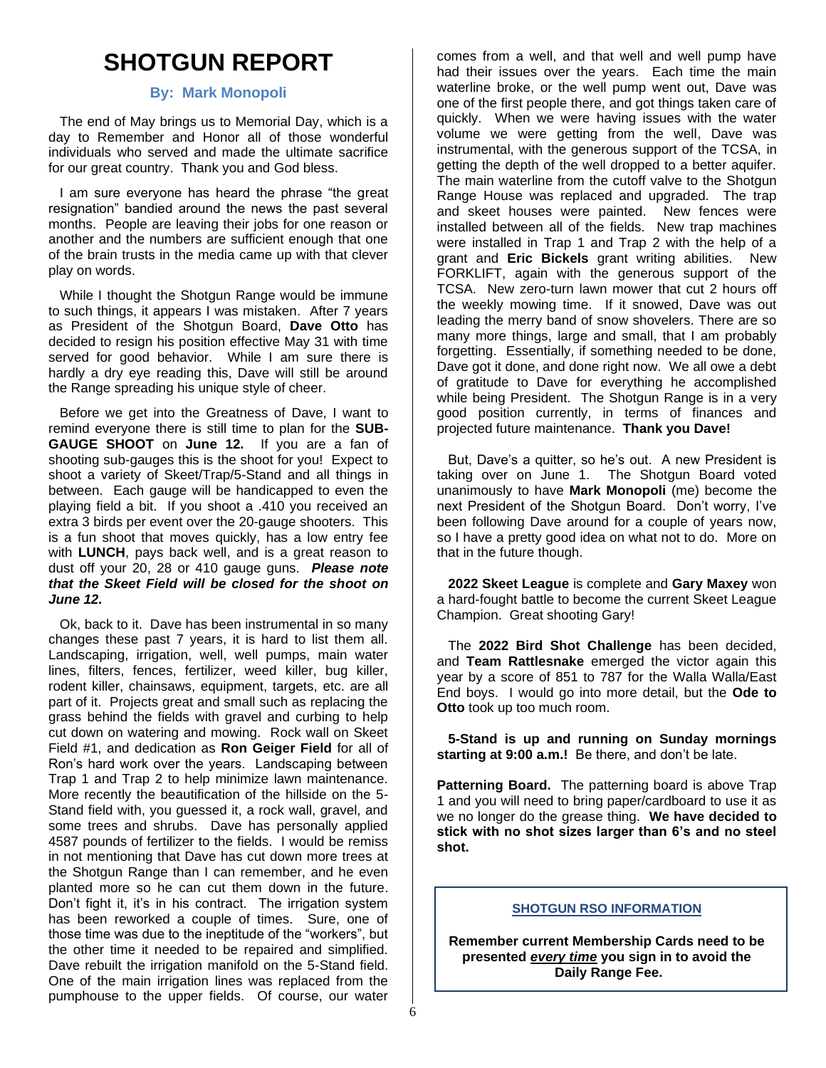# SHOTGUN REPORT

**By: Mark Monopoli**

The end of May brings us to Memorial Day, which is a day to Remember and Honor all of those wonderful individuals who served and made the ultimate sacrifice for our great country. Thank you and God bless.

I am sure everyone has heard the phrase "the great resignation" bandied around the news the past several months. People are leaving their jobs for one reason or another and the numbers are sufficient enough that one of the brain trusts in the media came up with that clever play on words.

While I thought the Shotgun Range would be immune to such things, it appears I was mistaken. After 7 years as President of the Shotgun Board, **Dave Otto** has decided to resign his position effective May 31 with time served for good behavior. While I am sure there is hardly a dry eye reading this, Dave will still be around the Range spreading his unique style of cheer.

Before we get into the Greatness of Dave, I want to remind everyone there is still time to plan for the **SUB-GAUGE SHOOT** on **June 12.** If you are a fan of shooting sub-gauges this is the shoot for you! Expect to shoot a variety of Skeet/Trap/5-Stand and all things in between. Each gauge will be handicapped to even the playing field a bit. If you shoot a .410 you received an extra 3 birds per event over the 20-gauge shooters. This is a fun shoot that moves quickly, has a low entry fee with **LUNCH**, pays back well, and is a great reason to dust off your 20, 28 or 410 gauge guns. ***Please note that the Skeet Field will be closed for the shoot on June 12.***

Ok, back to it. Dave has been instrumental in so many changes these past 7 years, it is hard to list them all. Landscaping, irrigation, well, well pumps, main water lines, filters, fences, fertilizer, weed killer, bug killer, rodent killer, chainsaws, equipment, targets, etc. are all part of it. Projects great and small such as replacing the grass behind the fields with gravel and curbing to help cut down on watering and mowing. Rock wall on Skeet Field #1, and dedication as **Ron Geiger Field** for all of Ron's hard work over the years. Landscaping between Trap 1 and Trap 2 to help minimize lawn maintenance. More recently the beautification of the hillside on the 5-Stand field with, you guessed it, a rock wall, gravel, and some trees and shrubs. Dave has personally applied 4587 pounds of fertilizer to the fields. I would be remiss in not mentioning that Dave has cut down more trees at the Shotgun Range than I can remember, and he even planted more so he can cut them down in the future. Don't fight it, it's in his contract. The irrigation system has been reworked a couple of times. Sure, one of those time was due to the ineptitude of the "workers", but the other time it needed to be repaired and simplified. Dave rebuilt the irrigation manifold on the 5-Stand field. One of the main irrigation lines was replaced from the pumphouse to the upper fields. Of course, our water comes from a well, and that well and well pump have had their issues over the years. Each time the main waterline broke, or the well pump went out, Dave was one of the first people there, and got things taken care of quickly. When we were having issues with the water volume we were getting from the well, Dave was instrumental, with the generous support of the TCSA, in getting the depth of the well dropped to a better aquifer. The main waterline from the cutoff valve to the Shotgun Range House was replaced and upgraded. The trap and skeet houses were painted. New fences were installed between all of the fields. New trap machines were installed in Trap 1 and Trap 2 with the help of a grant and **Eric Bickels** grant writing abilities. New FORKLIFT, again with the generous support of the TCSA. New zero-turn lawn mower that cut 2 hours off the weekly mowing time. If it snowed, Dave was out leading the merry band of snow shovelers. There are so many more things, large and small, that I am probably forgetting. Essentially, if something needed to be done, Dave got it done, and done right now. We all owe a debt of gratitude to Dave for everything he accomplished while being President. The Shotgun Range is in a very good position currently, in terms of finances and projected future maintenance. **Thank you Dave!**

But, Dave's a quitter, so he's out. A new President is taking over on June 1. The Shotgun Board voted unanimously to have **Mark Monopoli** (me) become the next President of the Shotgun Board. Don't worry, I've been following Dave around for a couple of years now, so I have a pretty good idea on what not to do. More on that in the future though.

**2022 Skeet League** is complete and **Gary Maxey** won a hard-fought battle to become the current Skeet League Champion. Great shooting Gary!

The **2022 Bird Shot Challenge** has been decided, and **Team Rattlesnake** emerged the victor again this year by a score of 851 to 787 for the Walla Walla/East End boys. I would go into more detail, but the **Ode to Otto** took up too much room.

**5-Stand is up and running on Sunday mornings starting at 9:00 a.m.!** Be there, and don't be late.

**Patterning Board.** The patterning board is above Trap 1 and you will need to bring paper/cardboard to use it as we no longer do the grease thing. **We have decided to stick with no shot sizes larger than 6's and no steel shot.**

**SHOTGUN RSO INFORMATION**

**Remember current Membership Cards need to be presented *every time* you sign in to avoid the Daily Range Fee.**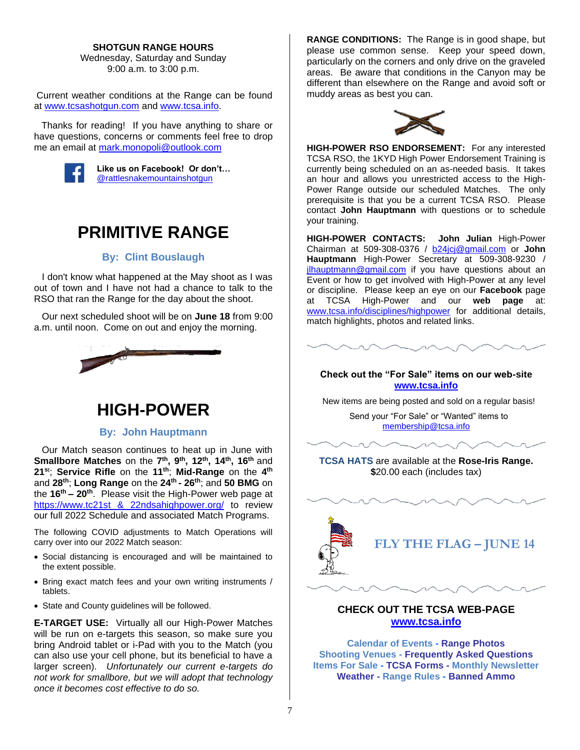**SHOTGUN RANGE HOURS**
Wednesday, Saturday and Sunday
9:00 a.m. to 3:00 p.m.

Current weather conditions at the Range can be found at www.tcsashotgun.com and www.tcsa.info.

Thanks for reading! If you have anything to share or have questions, concerns or comments feel free to drop me an email at mark.monopoli@outlook.com

**Like us on Facebook! Or don't…**
@rattlesnakemountainshotgun

# PRIMITIVE RANGE

### By: Clint Bouslaugh

I don't know what happened at the May shoot as I was out of town and I have not had a chance to talk to the RSO that ran the Range for the day about the shoot.

Our next scheduled shoot will be on **June 18** from 9:00 a.m. until noon. Come on out and enjoy the morning.

# HIGH-POWER

### By: John Hauptmann

Our Match season continues to heat up in June with **Smallbore Matches** on the **7th, 9th, 12th, 14th, 16th** and **21st**; **Service Rifle** on the **11th**; **Mid-Range** on the **4th** and **28th**; **Long Range** on the **24th - 26th**; and **50 BMG** on the **16th – 20th**. Please visit the High-Power web page at https://www.tc21st_&_22ndsahighpower.org/ to review our full 2022 Schedule and associated Match Programs.

The following COVID adjustments to Match Operations will carry over into our 2022 Match season:

- Social distancing is encouraged and will be maintained to the extent possible.
- Bring exact match fees and your own writing instruments / tablets.
- State and County guidelines will be followed.

**E-TARGET USE:** Virtually all our High-Power Matches will be run on e-targets this season, so make sure you bring Android tablet or i-Pad with you to the Match (you can also use your cell phone, but its beneficial to have a larger screen). *Unfortunately our current e-targets do not work for smallbore, but we will adopt that technology once it becomes cost effective to do so.*

**RANGE CONDITIONS:** The Range is in good shape, but please use common sense. Keep your speed down, particularly on the corners and only drive on the graveled areas. Be aware that conditions in the Canyon may be different than elsewhere on the Range and avoid soft or muddy areas as best you can.

**HIGH-POWER RSO ENDORSEMENT:** For any interested TCSA RSO, the 1KYD High Power Endorsement Training is currently being scheduled on an as-needed basis. It takes an hour and allows you unrestricted access to the High-Power Range outside our scheduled Matches. The only prerequisite is that you be a current TCSA RSO. Please contact **John Hauptmann** with questions or to schedule your training.

**HIGH-POWER CONTACTS:** **John Julian** High-Power Chairman at 509-308-0376 / b24jcj@gmail.com or **John Hauptmann** High-Power Secretary at 509-308-9230 / jlhauptmann@gmail.com if you have questions about an Event or how to get involved with High-Power at any level or discipline. Please keep an eye on our **Facebook** page at TCSA High-Power and our **web page** at: www.tcsa.info/disciplines/highpower for additional details, match highlights, photos and related links.

**Check out the "For Sale" items on our web-site**
**www.tcsa.info**

New items are being posted and sold on a regular basis!

Send your "For Sale" or "Wanted" items to
membership@tcsa.info

**TCSA HATS** are available at the **Rose-Iris Range.**
**$**20.00 each (includes tax)

**FLY THE FLAG – JUNE 14**

**CHECK OUT THE TCSA WEB-PAGE**
**www.tcsa.info**

**Calendar of Events - Range Photos**
**Shooting Venues - Frequently Asked Questions**
**Items For Sale - TCSA Forms - Monthly Newsletter**
**Weather - Range Rules - Banned Ammo**